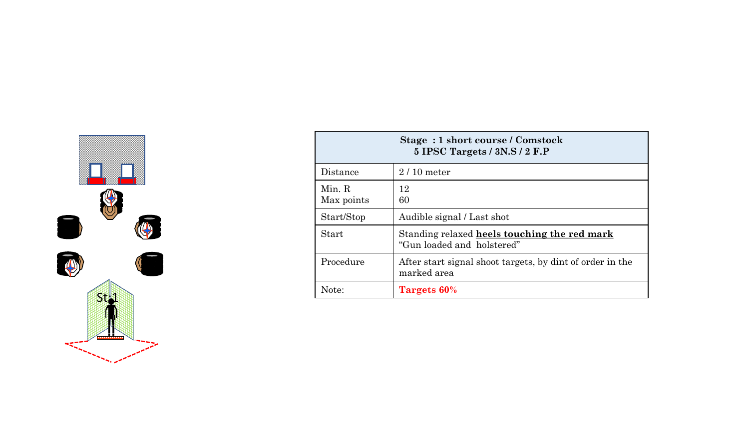St:1

| **Stage : 1 short course / Comstock**<br>**5 IPSC Targets / 3N.S / 2 F.P** | |
|---|---|
| Distance | 2 / 10 meter |
| Min. R<br>Max points | 12<br>60 |
| Start/Stop | Audible signal / Last shot |
| Start | Standing relaxed **heels touching the red mark**<br>"Gun loaded and holstered" |
| Procedure | After start signal shoot targets, by dint of order in the marked area |
| Note: | **Targets 60%** |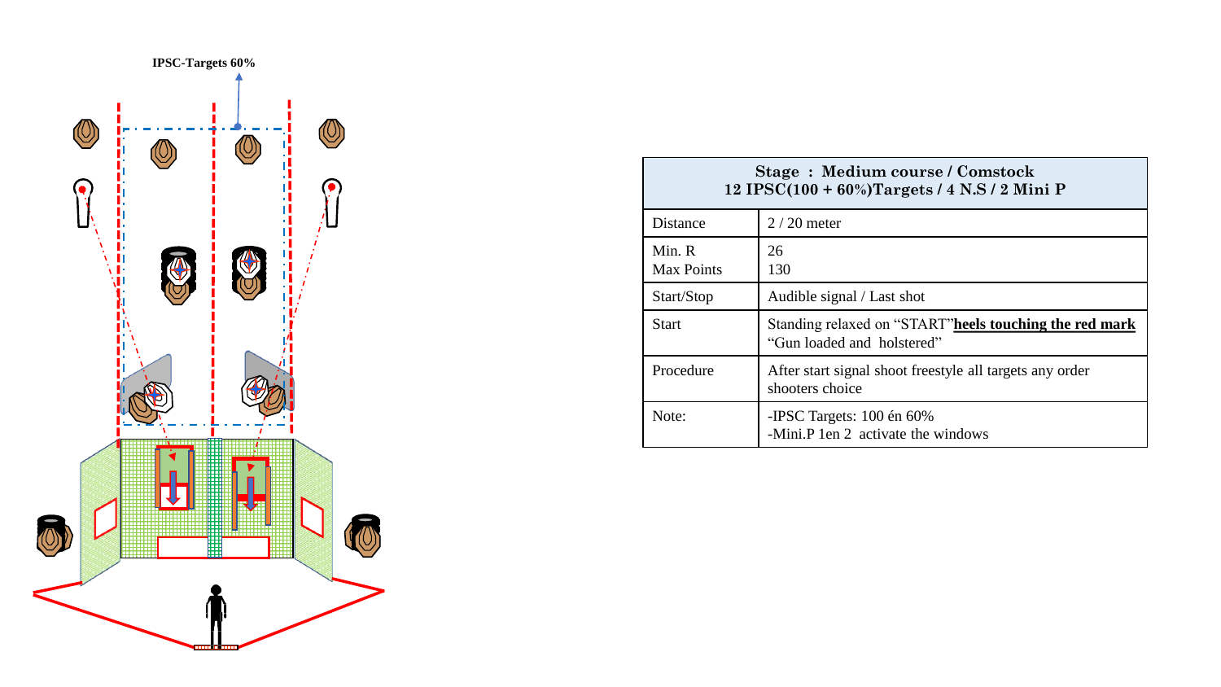**IPSC-Targets 60%**

| Stage : Medium course / Comstock<br>12 IPSC(100 + 60%)Targets / 4 N.S / 2 Mini P | |
|---|---|
| Distance | 2 / 20 meter |
| Min. R<br>Max Points | 26<br>130 |
| Start/Stop | Audible signal / Last shot |
| Start | Standing relaxed on "START"**heels touching the red mark**<br>"Gun loaded and holstered" |
| Procedure | After start signal shoot freestyle all targets any order shooters choice |
| Note: | -IPSC Targets: 100 én 60%<br>-Mini.P 1en 2 activate the windows |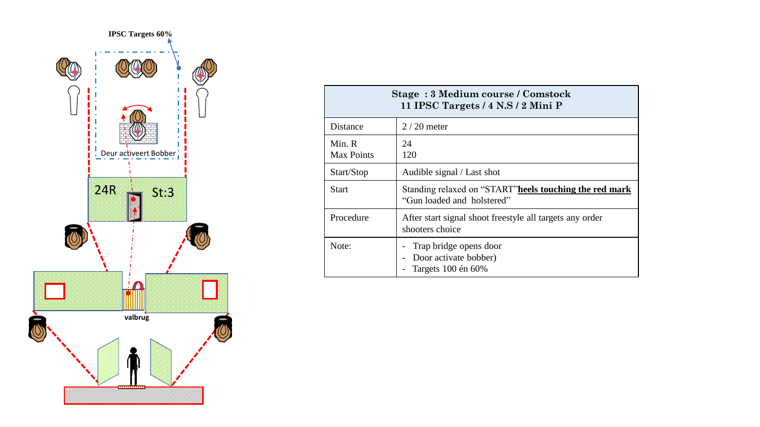IPSC Targets 60%

Deur activeert Bobber

24R

St:3

valbrug

| Stage : 3 Medium course / Comstock<br>11 IPSC Targets / 4 N.S / 2 Mini P | |
|---|---|
| Distance | 2 / 20 meter |
| Min. R<br>Max Points | 24<br>120 |
| Start/Stop | Audible signal / Last shot |
| Start | Standing relaxed on "START"**heels touching the red mark**<br>"Gun loaded and holstered" |
| Procedure | After start signal shoot freestyle all targets any order shooters choice |
| Note: | - Trap bridge opens door<br>- Door activate bobber)<br>- Targets 100 én 60% |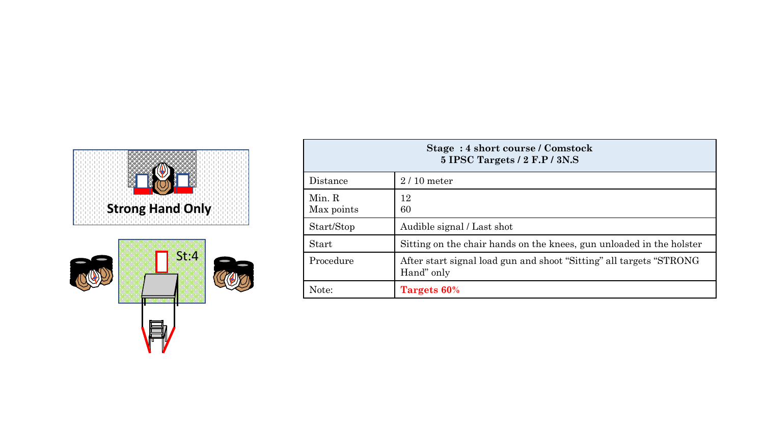Strong Hand Only

St:4

| Stage : 4 short course / Comstock<br>5 IPSC Targets / 2 F.P / 3N.S | |
|---|---|
| Distance | 2 / 10 meter |
| Min. R<br>Max points | 12<br>60 |
| Start/Stop | Audible signal / Last shot |
| Start | Sitting on the chair hands on the knees, gun unloaded in the holster |
| Procedure | After start signal load gun and shoot "Sitting" all targets "STRONG Hand" only |
| Note: | **Targets 60%** |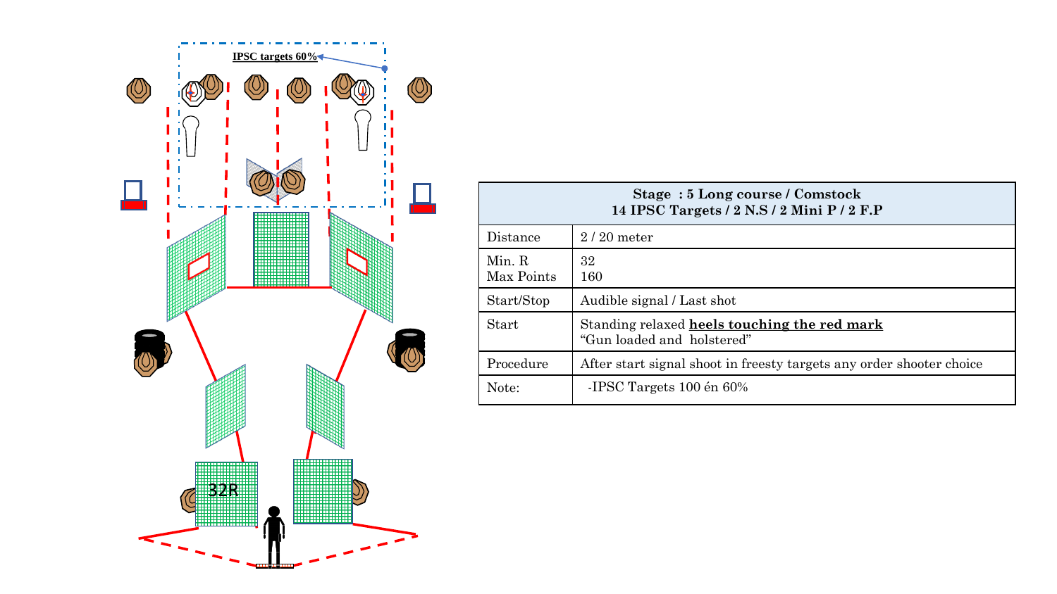IPSC targets 60%

32R

| Stage : 5 Long course / Comstock<br>14 IPSC Targets / 2 N.S / 2 Mini P / 2 F.P | |
|---|---|
| Distance | 2 / 20 meter |
| Min. R<br>Max Points | 32<br>160 |
| Start/Stop | Audible signal / Last shot |
| Start | Standing relaxed **heels touching the red mark**<br>“Gun loaded and holstered” |
| Procedure | After start signal shoot in freesty targets any order shooter choice |
| Note: | -IPSC Targets 100 én 60% |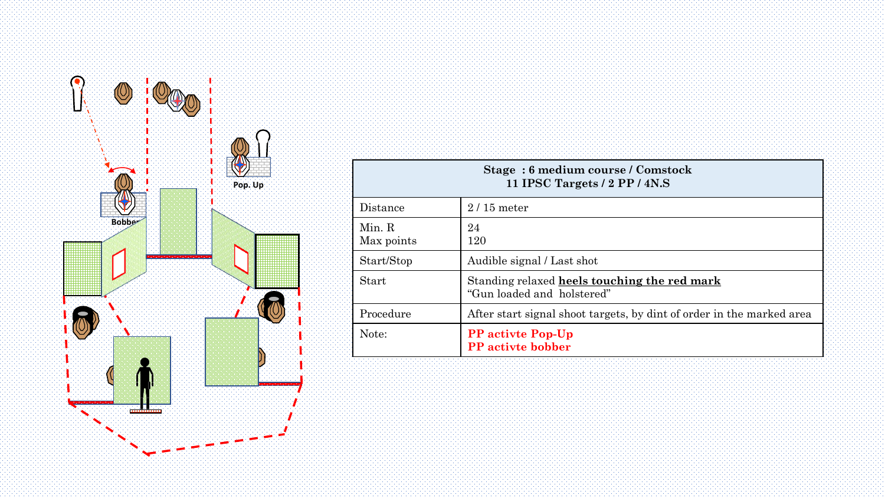Bobber

Pop. Up

| Stage : 6 medium course / Comstock<br>11 IPSC Targets / 2 PP / 4N.S | |
|---|---|
| Distance | 2 / 15 meter |
| Min. R<br>Max points | 24<br>120 |
| Start/Stop | Audible signal / Last shot |
| Start | Standing relaxed **heels touching the red mark**<br>“Gun loaded and holstered” |
| Procedure | After start signal shoot targets, by dint of order in the marked area |
| Note: | **PP activte Pop-Up**<br>**PP activte bobber** |